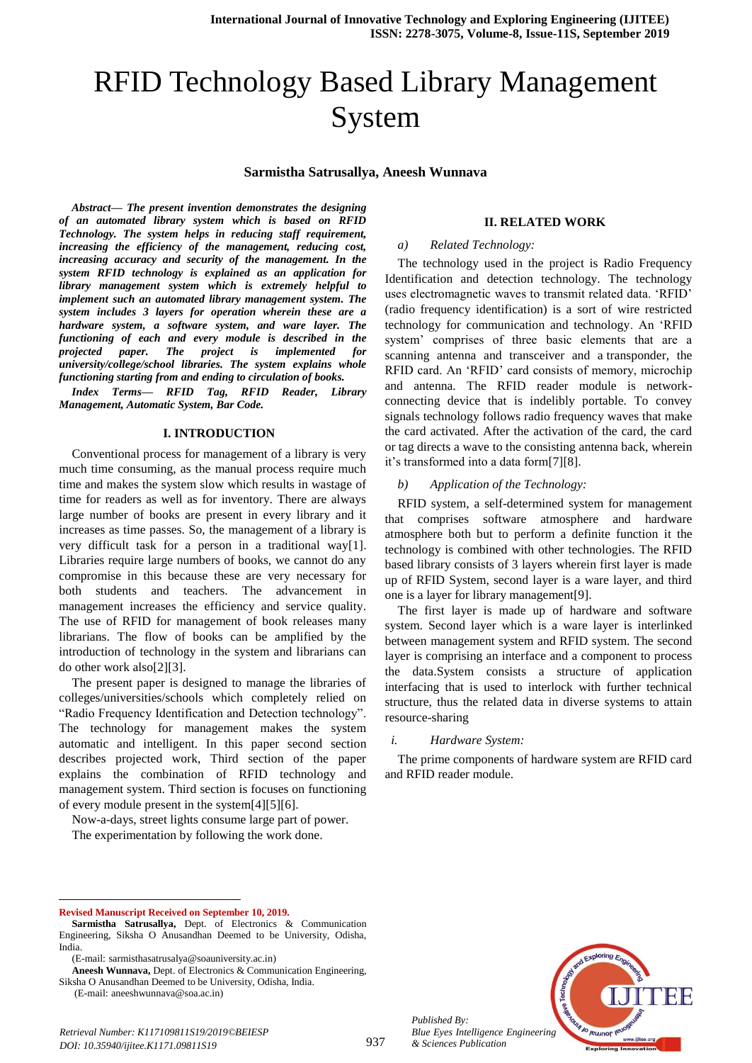# RFID Technology Based Library Management System

**Sarmistha Satrusallya, Aneesh Wunnava**

***Abstract— The present invention demonstrates the designing of an automated library system which is based on RFID Technology. The system helps in reducing staff requirement, increasing the efficiency of the management, reducing cost, increasing accuracy and security of the management. In the system RFID technology is explained as an application for library management system which is extremely helpful to implement such an automated library management system. The system includes 3 layers for operation wherein these are a hardware system, a software system, and ware layer. The functioning of each and every module is described in the projected paper. The project is implemented for university/college/school libraries. The system explains whole functioning starting from and ending to circulation of books.***

***Index Terms— RFID Tag, RFID Reader, Library Management, Automatic System, Bar Code.***

## I. INTRODUCTION

Conventional process for management of a library is very much time consuming, as the manual process require much time and makes the system slow which results in wastage of time for readers as well as for inventory. There are always large number of books are present in every library and it increases as time passes. So, the management of a library is very difficult task for a person in a traditional way[1]. Libraries require large numbers of books, we cannot do any compromise in this because these are very necessary for both students and teachers. The advancement in management increases the efficiency and service quality. The use of RFID for management of book releases many librarians. The flow of books can be amplified by the introduction of technology in the system and librarians can do other work also[2][3].

The present paper is designed to manage the libraries of colleges/universities/schools which completely relied on "Radio Frequency Identification and Detection technology". The technology for management makes the system automatic and intelligent. In this paper second section describes projected work, Third section of the paper explains the combination of RFID technology and management system. Third section is focuses on functioning of every module present in the system[4][5][6].

Now-a-days, street lights consume large part of power.

The experimentation by following the work done.

## II. RELATED WORK

*a) Related Technology:*

The technology used in the project is Radio Frequency Identification and detection technology. The technology uses electromagnetic waves to transmit related data. 'RFID' (radio frequency identification) is a sort of wire restricted technology for communication and technology. An 'RFID system' comprises of three basic elements that are a scanning antenna and transceiver and a transponder, the RFID card. An 'RFID' card consists of memory, microchip and antenna. The RFID reader module is network-connecting device that is indelibly portable. To convey signals technology follows radio frequency waves that make the card activated. After the activation of the card, the card or tag directs a wave to the consisting antenna back, wherein it's transformed into a data form[7][8].

*b) Application of the Technology:*

RFID system, a self-determined system for management that comprises software atmosphere and hardware atmosphere both but to perform a definite function it the technology is combined with other technologies. The RFID based library consists of 3 layers wherein first layer is made up of RFID System, second layer is a ware layer, and third one is a layer for library management[9].

The first layer is made up of hardware and software system. Second layer which is a ware layer is interlinked between management system and RFID system. The second layer is comprising an interface and a component to process the data.System consists a structure of application interfacing that is used to interlock with further technical structure, thus the related data in diverse systems to attain resource-sharing

*i. Hardware System:*

The prime components of hardware system are RFID card and RFID reader module.

---

**Revised Manuscript Received on September 10, 2019.**

**Sarmistha Satrusallya,** Dept. of Electronics & Communication Engineering, Siksha O Anusandhan Deemed to be University, Odisha, India.
(E-mail: sarmisthasatrusalya@soauniversity.ac.in)

**Aneesh Wunnava,** Dept. of Electronics & Communication Engineering, Siksha O Anusandhan Deemed to be University, Odisha, India.
(E-mail: aneeshwunnava@soa.ac.in)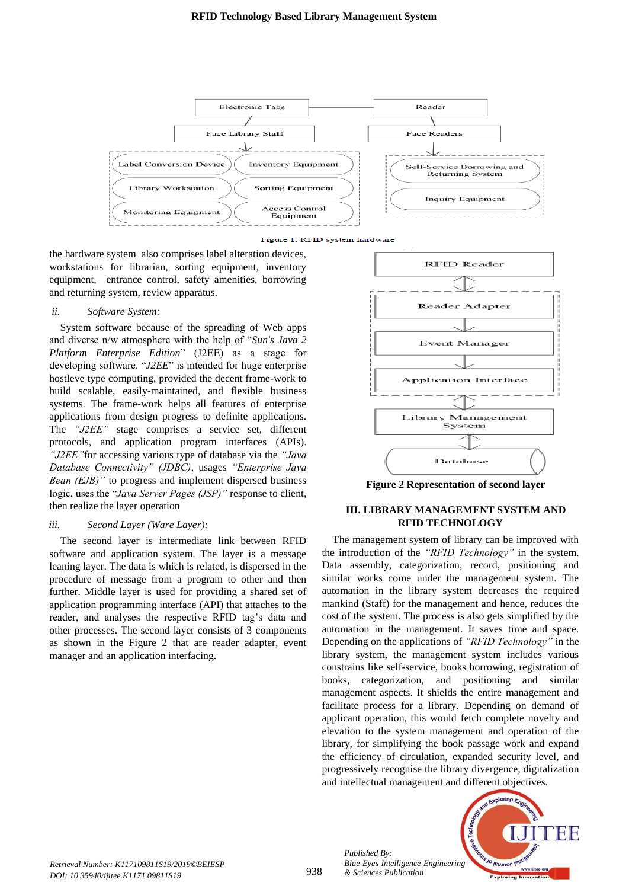Figure 1. RFID system hardware

the hardware system also comprises label alteration devices, workstations for librarian, sorting equipment, inventory equipment, entrance control, safety amenities, borrowing and returning system, review apparatus.

*ii. Software System:*

System software because of the spreading of Web apps and diverse n/w atmosphere with the help of "*Sun's Java 2 Platform Enterprise Edition*" (J2EE) as a stage for developing software. "*J2EE*" is intended for huge enterprise hostleve type computing, provided the decent frame-work to build scalable, easily-maintained, and flexible business systems. The frame-work helps all features of enterprise applications from design progress to definite applications. The *"J2EE"* stage comprises a service set, different protocols, and application program interfaces (APIs). *"J2EE"*for accessing various type of database via the *"Java Database Connectivity" (JDBC)*, usages *"Enterprise Java Bean (EJB)"* to progress and implement dispersed business logic, uses the "*Java Server Pages (JSP)"* response to client, then realize the layer operation

*iii. Second Layer (Ware Layer):*

The second layer is intermediate link between RFID software and application system. The layer is a message leaning layer. The data is which is related, is dispersed in the procedure of message from a program to other and then further. Middle layer is used for providing a shared set of application programming interface (API) that attaches to the reader, and analyses the respective RFID tag's data and other processes. The second layer consists of 3 components as shown in the Figure 2 that are reader adapter, event manager and an application interfacing.

**Figure 2 Representation of second layer**

## III. LIBRARY MANAGEMENT SYSTEM AND RFID TECHNOLOGY

The management system of library can be improved with the introduction of the *"RFID Technology"* in the system. Data assembly, categorization, record, positioning and similar works come under the management system. The automation in the library system decreases the required mankind (Staff) for the management and hence, reduces the cost of the system. The process is also gets simplified by the automation in the management. It saves time and space. Depending on the applications of *"RFID Technology"* in the library system, the management system includes various constrains like self-service, books borrowing, registration of books, categorization, and positioning and similar management aspects. It shields the entire management and facilitate process for a library. Depending on demand of applicant operation, this would fetch complete novelty and elevation to the system management and operation of the library, for simplifying the book passage work and expand the efficiency of circulation, expanded security level, and progressively recognise the library divergence, digitalization and intellectual management and different objectives.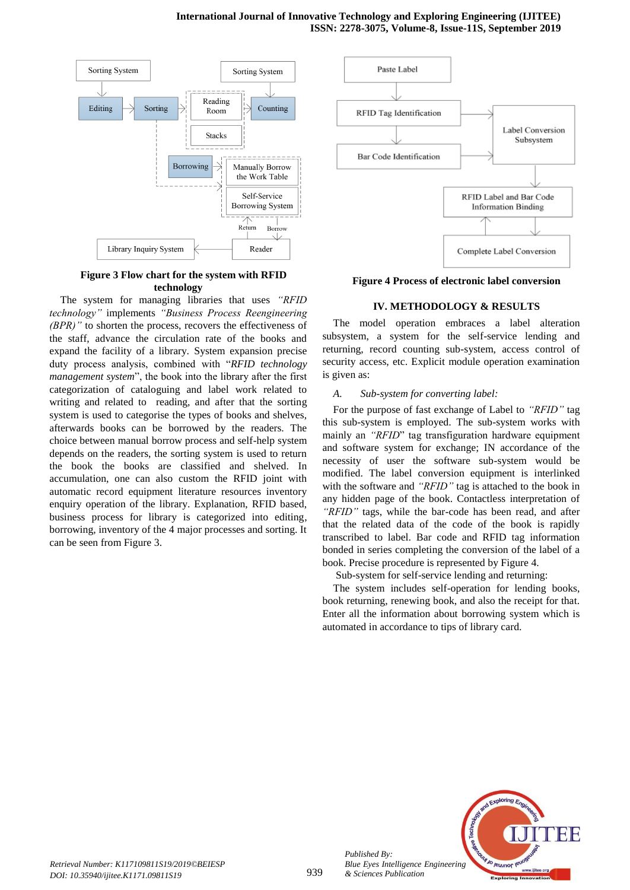Figure 3 Flow chart for the system with RFID technology

The system for managing libraries that uses *"RFID technology"* implements *"Business Process Reengineering (BPR)"* to shorten the process, recovers the effectiveness of the staff, advance the circulation rate of the books and expand the facility of a library. System expansion precise duty process analysis, combined with "*RFID technology management system*", the book into the library after the first categorization of cataloguing and label work related to writing and related to reading, and after that the sorting system is used to categorise the types of books and shelves, afterwards books can be borrowed by the readers. The choice between manual borrow process and self-help system depends on the readers, the sorting system is used to return the book the books are classified and shelved. In accumulation, one can also custom the RFID joint with automatic record equipment literature resources inventory enquiry operation of the library. Explanation, RFID based, business process for library is categorized into editing, borrowing, inventory of the 4 major processes and sorting. It can be seen from Figure 3.

Figure 4 Process of electronic label conversion

## IV. METHODOLOGY & RESULTS

The model operation embraces a label alteration subsystem, a system for the self-service lending and returning, record counting sub-system, access control of security access, etc. Explicit module operation examination is given as:

### *A. Sub-system for converting label:*

For the purpose of fast exchange of Label to *"RFID"* tag this sub-system is employed. The sub-system works with mainly an *"RFID"* tag transfiguration hardware equipment and software system for exchange; IN accordance of the necessity of user the software sub-system would be modified. The label conversion equipment is interlinked with the software and *"RFID"* tag is attached to the book in any hidden page of the book. Contactless interpretation of *"RFID"* tags, while the bar-code has been read, and after that the related data of the code of the book is rapidly transcribed to label. Bar code and RFID tag information bonded in series completing the conversion of the label of a book. Precise procedure is represented by Figure 4.

Sub-system for self-service lending and returning:

The system includes self-operation for lending books, book returning, renewing book, and also the receipt for that. Enter all the information about borrowing system which is automated in accordance to tips of library card.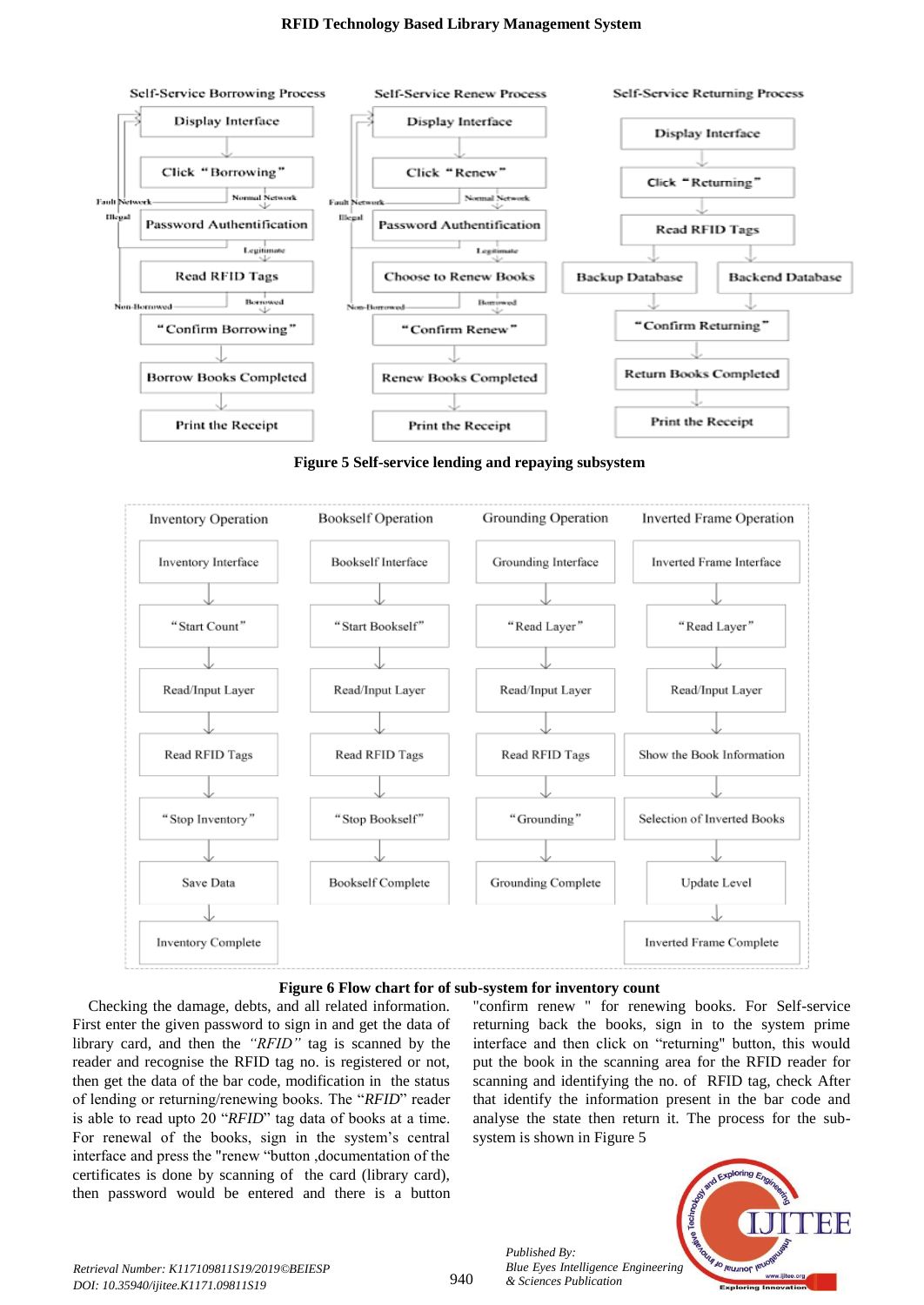**Figure 5 Self-service lending and repaying subsystem**

**Figure 6 Flow chart for of sub-system for inventory count**

Checking the damage, debts, and all related information. First enter the given password to sign in and get the data of library card, and then the *"RFID"* tag is scanned by the reader and recognise the RFID tag no. is registered or not, then get the data of the bar code, modification in the status of lending or returning/renewing books. The "*RFID*" reader is able to read upto 20 "*RFID*" tag data of books at a time. For renewal of the books, sign in the system's central interface and press the "renew "button ,documentation of the certificates is done by scanning of the card (library card), then password would be entered and there is a button "confirm renew " for renewing books. For Self-service returning back the books, sign in to the system prime interface and then click on "returning" button, this would put the book in the scanning area for the RFID reader for scanning and identifying the no. of RFID tag, check After that identify the information present in the bar code and analyse the state then return it. The process for the sub-system is shown in Figure 5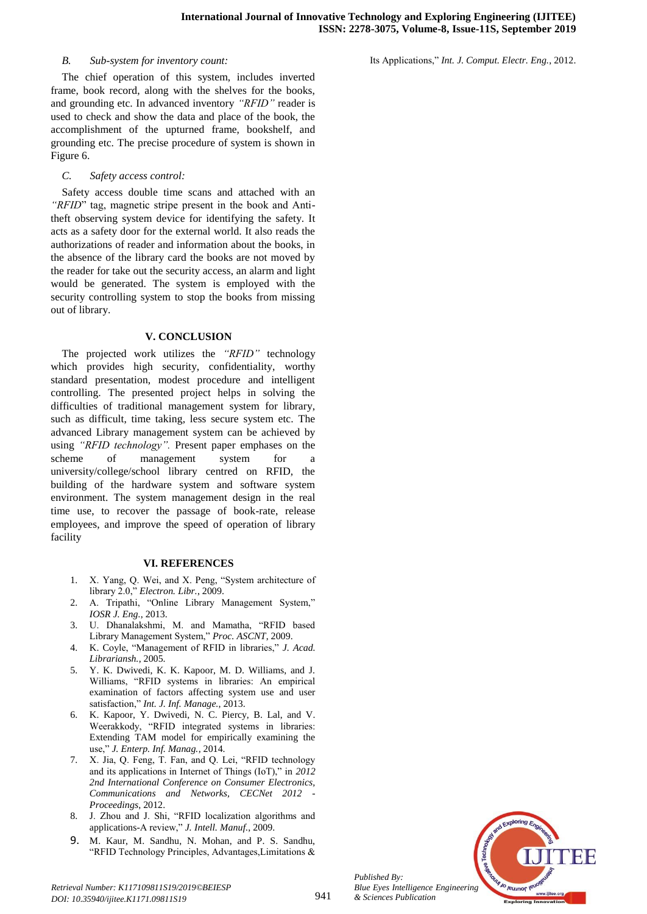### *B. Sub-system for inventory count:*

The chief operation of this system, includes inverted frame, book record, along with the shelves for the books, and grounding etc. In advanced inventory *"RFID"* reader is used to check and show the data and place of the book, the accomplishment of the upturned frame, bookshelf, and grounding etc. The precise procedure of system is shown in Figure 6.

### *C. Safety access control:*

Safety access double time scans and attached with an *"RFID*" tag, magnetic stripe present in the book and Anti-theft observing system device for identifying the safety. It acts as a safety door for the external world. It also reads the authorizations of reader and information about the books, in the absence of the library card the books are not moved by the reader for take out the security access, an alarm and light would be generated. The system is employed with the security controlling system to stop the books from missing out of library.

## V. CONCLUSION

The projected work utilizes the *"RFID"* technology which provides high security, confidentiality, worthy standard presentation, modest procedure and intelligent controlling. The presented project helps in solving the difficulties of traditional management system for library, such as difficult, time taking, less secure system etc. The advanced Library management system can be achieved by using *"RFID technology".* Present paper emphases on the scheme of management system for a university/college/school library centred on RFID, the building of the hardware system and software system environment. The system management design in the real time use, to recover the passage of book-rate, release employees, and improve the speed of operation of library facility

## VI. REFERENCES

1. X. Yang, Q. Wei, and X. Peng, "System architecture of library 2.0," *Electron. Libr.*, 2009.
2. A. Tripathi, "Online Library Management System," *IOSR J. Eng.*, 2013.
3. U. Dhanalakshmi, M. and Mamatha, "RFID based Library Management System," *Proc. ASCNT*, 2009.
4. K. Coyle, "Management of RFID in libraries," *J. Acad. Librariansh.*, 2005.
5. Y. K. Dwivedi, K. K. Kapoor, M. D. Williams, and J. Williams, "RFID systems in libraries: An empirical examination of factors affecting system use and user satisfaction," *Int. J. Inf. Manage.*, 2013.
6. K. Kapoor, Y. Dwivedi, N. C. Piercy, B. Lal, and V. Weerakkody, "RFID integrated systems in libraries: Extending TAM model for empirically examining the use," *J. Enterp. Inf. Manag.*, 2014.
7. X. Jia, Q. Feng, T. Fan, and Q. Lei, "RFID technology and its applications in Internet of Things (IoT)," in *2012 2nd International Conference on Consumer Electronics, Communications and Networks, CECNet 2012 - Proceedings*, 2012.
8. J. Zhou and J. Shi, "RFID localization algorithms and applications-A review," *J. Intell. Manuf.*, 2009.
9. M. Kaur, M. Sandhu, N. Mohan, and P. S. Sandhu, "RFID Technology Principles, Advantages,Limitations & Its Applications," *Int. J. Comput. Electr. Eng.*, 2012.